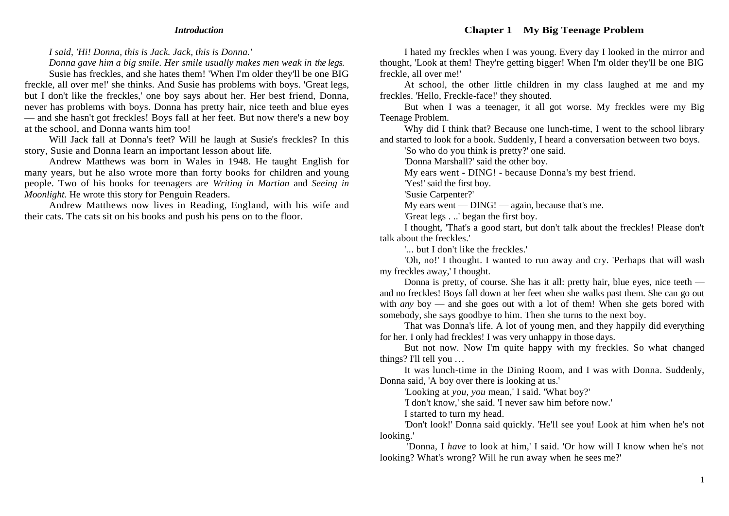## *Introduction*

*I said, 'Hi! Donna, this is Jack. Jack, this is Donna.'*

*Donna gave him a big smile. Her smile usually makes men weak in the legs.*

Susie has freckles, and she hates them! 'When I'm older they'll be one BIG freckle, all over me!' she thinks. And Susie has problems with boys. 'Great legs, but I don't like the freckles,' one boy says about her. Her best friend, Donna, never has problems with boys. Donna has pretty hair, nice teeth and blue eyes — and she hasn't got freckles! Boys fall at her feet. But now there's a new boy at the school, and Donna wants him too!

Will Jack fall at Donna's feet? Will he laugh at Susie's freckles? In this story, Susie and Donna learn an important lesson about life.

Andrew Matthews was born in Wales in 1948. He taught English for many years, but he also wrote more than forty books for children and young people. Two of his books for teenagers are *Writing in Martian* and *Seeing in Moonlight.* He wrote this story for Penguin Readers.

Andrew Matthews now lives in Reading, England, with his wife and their cats. The cats sit on his books and push his pens on to the floor.

## Chapter 1 My Big Teenage Problem

I hated my freckles when I was young. Every day I looked in the mirror and thought, 'Look at them! They're getting bigger! When I'm older they'll be one BIG freckle, all over me!'

At school, the other little children in my class laughed at me and my freckles. 'Hello, Freckle-face!' they shouted.

But when I was a teenager, it all got worse. My freckles were my Big Teenage Problem.

Why did I think that? Because one lunch-time, I went to the school library and started to look for a book. Suddenly, I heard a conversation between two boys.

'So who do you think is pretty?' one said.

'Donna Marshall?' said the other boy.

My ears went - DING! - because Donna's my best friend.

'Yes!' said the first boy.

'Susie Carpenter?'

My ears went — DING! — again, because that's me.

'Great legs . ..' began the first boy.

I thought, 'That's a good start, but don't talk about the freckles! Please don't talk about the freckles.'

'... but I don't like the freckles.'

'Oh, no!' I thought. I wanted to run away and cry. 'Perhaps that will wash my freckles away,' I thought.

Donna is pretty, of course. She has it all: pretty hair, blue eyes, nice teeth — and no freckles! Boys fall down at her feet when she walks past them. She can go out with *any* boy — and she goes out with a lot of them! When she gets bored with somebody, she says goodbye to him. Then she turns to the next boy.

That was Donna's life. A lot of young men, and they happily did everything for her. I only had freckles! I was very unhappy in those days.

But not now. Now I'm quite happy with my freckles. So what changed things? I'll tell you …

It was lunch-time in the Dining Room, and I was with Donna. Suddenly, Donna said, 'A boy over there is looking at us.'

'Looking at *you, you* mean,' I said. 'What boy?'

'I don't know,' she said. 'I never saw him before now.'

I started to turn my head.

'Don't look!' Donna said quickly. 'He'll see you! Look at him when he's not looking.'

'Donna, I *have* to look at him,' I said. 'Or how will I know when he's not looking? What's wrong? Will he run away when he sees me?'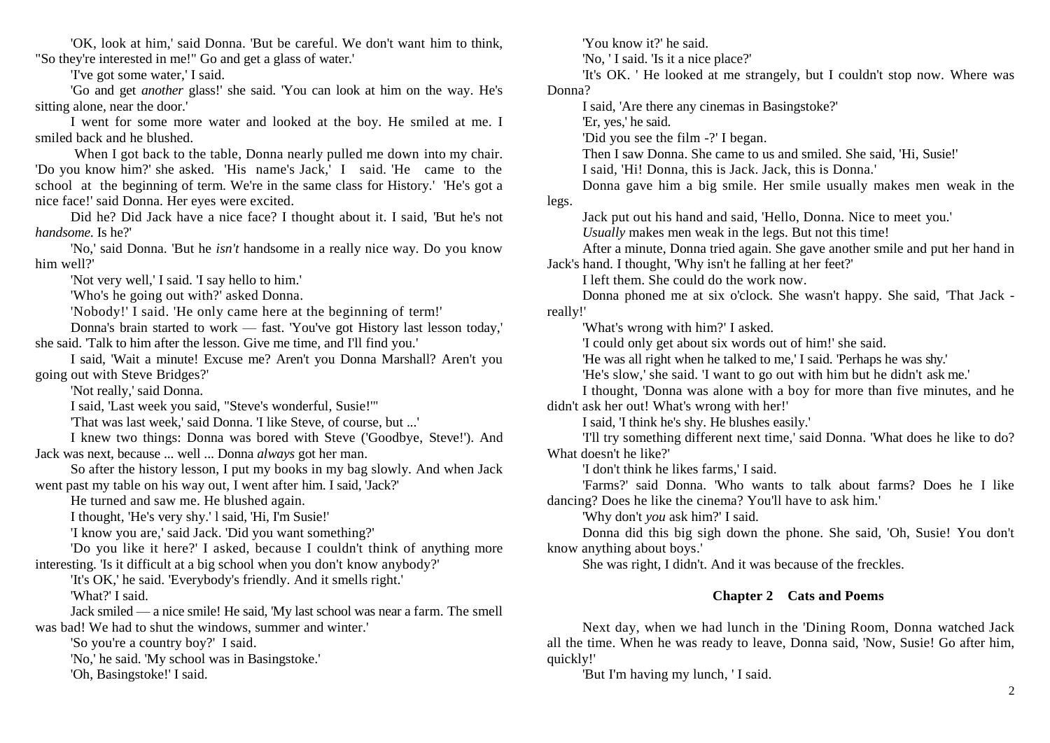'OK, look at him,' said Donna. 'But be careful. We don't want him to think, "So they're interested in me!" Go and get a glass of water.'

'I've got some water,' I said.

'Go and get *another* glass!' she said. 'You can look at him on the way. He's sitting alone, near the door.'

I went for some more water and looked at the boy. He smiled at me. I smiled back and he blushed.

When I got back to the table, Donna nearly pulled me down into my chair. 'Do you know him?' she asked. 'His name's Jack,' I said. 'He came to the school at the beginning of term. We're in the same class for History.' 'He's got a nice face!' said Donna. Her eyes were excited.

Did he? Did Jack have a nice face? I thought about it. I said, 'But he's not *handsome.* Is he?'

'No,' said Donna. 'But he *isn't* handsome in a really nice way. Do you know him well?'

'Not very well,' I said. 'I say hello to him.'

'Who's he going out with?' asked Donna.

'Nobody!' I said. 'He only came here at the beginning of term!'

Donna's brain started to work — fast. 'You've got History last lesson today,' she said. 'Talk to him after the lesson. Give me time, and I'll find you.'

I said, 'Wait a minute! Excuse me? Aren't you Donna Marshall? Aren't you going out with Steve Bridges?'

'Not really,' said Donna.

I said, 'Last week you said, "Steve's wonderful, Susie!"'

'That was last week,' said Donna. 'I like Steve, of course, but ...'

I knew two things: Donna was bored with Steve ('Goodbye, Steve!'). And Jack was next, because ... well ... Donna *always* got her man.

So after the history lesson, I put my books in my bag slowly. And when Jack went past my table on his way out, I went after him. I said, 'Jack?'

He turned and saw me. He blushed again.

I thought, 'He's very shy.' I said, 'Hi, I'm Susie!'

'I know you are,' said Jack. 'Did you want something?'

'Do you like it here?' I asked, because I couldn't think of anything more interesting. 'Is it difficult at a big school when you don't know anybody?'

'It's OK,' he said. 'Everybody's friendly. And it smells right.'

'What?' I said.

Jack smiled — a nice smile! He said, 'My last school was near a farm. The smell was bad! We had to shut the windows, summer and winter.'

'So you're a country boy?' I said.

'No,' he said. 'My school was in Basingstoke.'

'Oh, Basingstoke!' I said.

'You know it?' he said.

'No, ' I said. 'Is it a nice place?'

'It's OK. ' He looked at me strangely, but I couldn't stop now. Where was Donna?

I said, 'Are there any cinemas in Basingstoke?'

'Er, yes,' he said.

'Did you see the film -?' I began.

Then I saw Donna. She came to us and smiled. She said, 'Hi, Susie!'

I said, 'Hi! Donna, this is Jack. Jack, this is Donna.'

Donna gave him a big smile. Her smile usually makes men weak in the legs.

Jack put out his hand and said, 'Hello, Donna. Nice to meet you.'

*Usually* makes men weak in the legs. But not this time!

After a minute, Donna tried again. She gave another smile and put her hand in Jack's hand. I thought, 'Why isn't he falling at her feet?'

I left them. She could do the work now.

Donna phoned me at six o'clock. She wasn't happy. She said, 'That Jack - really!'

'What's wrong with him?' I asked.

'I could only get about six words out of him!' she said.

'He was all right when he talked to me,' I said. 'Perhaps he was shy.'

'He's slow,' she said. 'I want to go out with him but he didn't ask me.'

I thought, 'Donna was alone with a boy for more than five minutes, and he didn't ask her out! What's wrong with her!'

I said, 'I think he's shy. He blushes easily.'

'I'll try something different next time,' said Donna. 'What does he like to do? What doesn't he like?'

'I don't think he likes farms,' I said.

'Farms?' said Donna. 'Who wants to talk about farms? Does he I like dancing? Does he like the cinema? You'll have to ask him.'

'Why don't *you* ask him?' I said.

Donna did this big sigh down the phone. She said, 'Oh, Susie! You don't know anything about boys.'

She was right, I didn't. And it was because of the freckles.

## Chapter 2 Cats and Poems

Next day, when we had lunch in the 'Dining Room, Donna watched Jack all the time. When he was ready to leave, Donna said, 'Now, Susie! Go after him, quickly!'

'But I'm having my lunch, ' I said.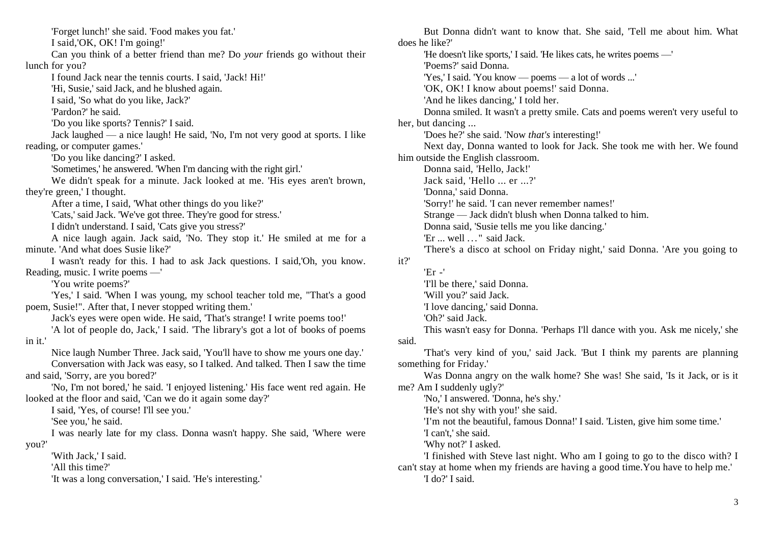'Forget lunch!' she said. 'Food makes you fat.'

I said,'OK, OK! I'm going!'

Can you think of a better friend than me? Do *your* friends go without their lunch for you?

I found Jack near the tennis courts. I said, 'Jack! Hi!'

'Hi, Susie,' said Jack, and he blushed again.

I said, 'So what do you like, Jack?'

'Pardon?' he said.

'Do you like sports? Tennis?' I said.

Jack laughed — a nice laugh! He said, 'No, I'm not very good at sports. I like reading, or computer games.'

'Do you like dancing?' I asked.

'Sometimes,' he answered. 'When I'm dancing with the right girl.'

We didn't speak for a minute. Jack looked at me. 'His eyes aren't brown, they're green,' I thought.

After a time, I said, 'What other things do you like?'

'Cats,' said Jack. 'We've got three. They're good for stress.'

I didn't understand. I said, 'Cats give you stress?'

A nice laugh again. Jack said, 'No. They stop it.' He smiled at me for a minute. 'And what does Susie like?'

I wasn't ready for this. I had to ask Jack questions. I said,'Oh, you know. Reading, music. I write poems —'

'You write poems?'

'Yes,' I said. 'When I was young, my school teacher told me, "That's a good poem, Susie!". After that, I never stopped writing them.'

Jack's eyes were open wide. He said, 'That's strange! I write poems too!'

'A lot of people do, Jack,' I said. 'The library's got a lot of books of poems in it.'

Nice laugh Number Three. Jack said, 'You'll have to show me yours one day.'

Conversation with Jack was easy, so I talked. And talked. Then I saw the time and said, 'Sorry, are you bored?'

'No, I'm not bored,' he said. 'I enjoyed listening.' His face went red again. He looked at the floor and said, 'Can we do it again some day?'

I said, 'Yes, of course! I'll see you.'

'See you,' he said.

I was nearly late for my class. Donna wasn't happy. She said, 'Where were you?'

'With Jack,' I said.

'All this time?'

'It was a long conversation,' I said. 'He's interesting.'

But Donna didn't want to know that. She said, 'Tell me about him. What does he like?'

'He doesn't like sports,' I said. 'He likes cats, he writes poems —'

'Poems?' said Donna.

'Yes,' I said. 'You know — poems — a lot of words ...'

'OK, OK! I know about poems!' said Donna.

'And he likes dancing,' I told her.

Donna smiled. It wasn't a pretty smile. Cats and poems weren't very useful to her, but dancing ...

'Does he?' she said. 'Now *that's* interesting!'

Next day, Donna wanted to look for Jack. She took me with her. We found him outside the English classroom.

Donna said, 'Hello, Jack!'

Jack said, 'Hello ... er ...?'

'Donna,' said Donna.

'Sorry!' he said. 'I can never remember names!'

Strange — Jack didn't blush when Donna talked to him.

Donna said, 'Susie tells me you like dancing.'

'Er ... well ... " said Jack.

'There's a disco at school on Friday night,' said Donna. 'Are you going to it?'

'Er -'

'I'll be there,' said Donna.

'Will you?' said Jack.

'I love dancing,' said Donna.

'Oh?' said Jack.

This wasn't easy for Donna. 'Perhaps I'll dance with you. Ask me nicely,' she said.

'That's very kind of you,' said Jack. 'But I think my parents are planning something for Friday.'

Was Donna angry on the walk home? She was! She said, 'Is it Jack, or is it me? Am I suddenly ugly?'

'No,' I answered. 'Donna, he's shy.'

'He's not shy with you!' she said.

'I'm not the beautiful, famous Donna!' I said. 'Listen, give him some time.'

'I can't,' she said.

'Why not?' I asked.

'I finished with Steve last night. Who am I going to go to the disco with? I can't stay at home when my friends are having a good time.You have to help me.'

'I do?' I said.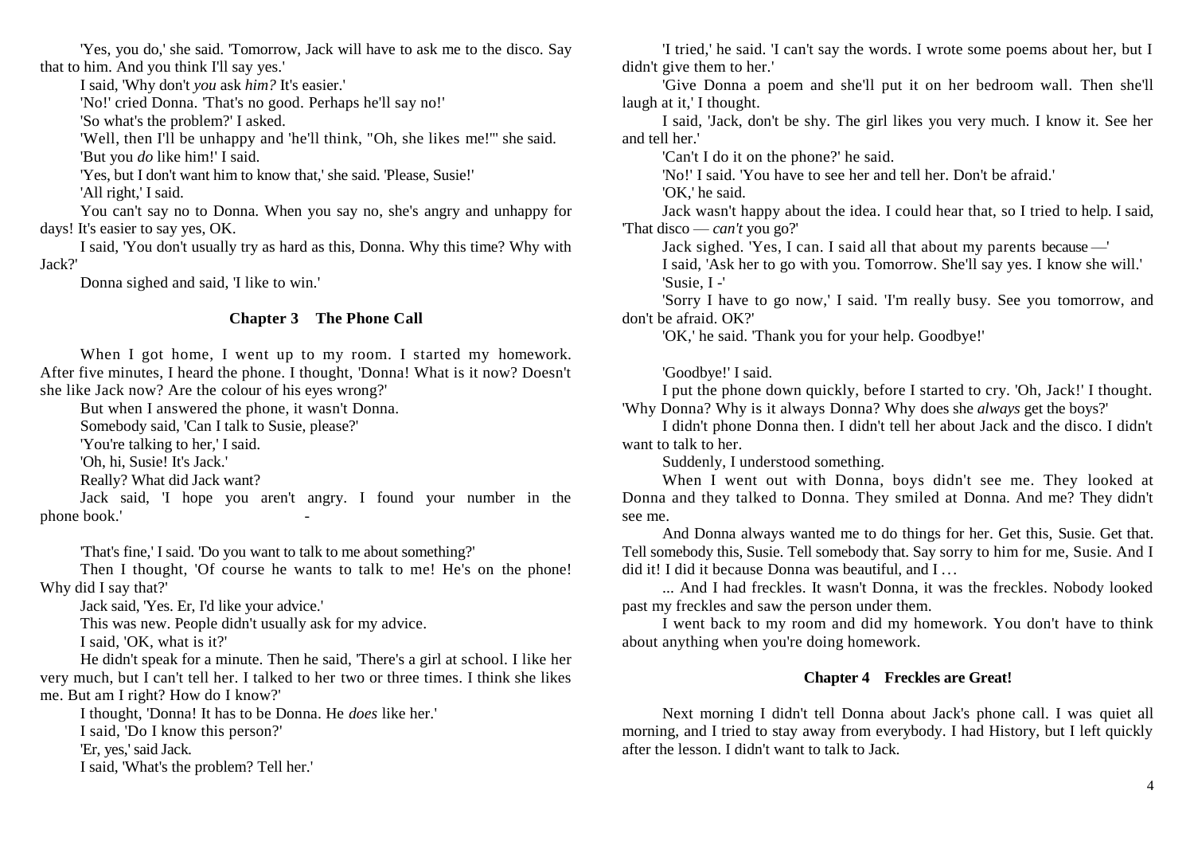'Yes, you do,' she said. 'Tomorrow, Jack will have to ask me to the disco. Say that to him. And you think I'll say yes.'

I said, 'Why don't *you* ask *him?* It's easier.'

'No!' cried Donna. 'That's no good. Perhaps he'll say no!'

'So what's the problem?' I asked.

'Well, then I'll be unhappy and 'he'll think, "Oh, she likes me!"' she said.

'But you *do* like him!' I said.

'Yes, but I don't want him to know that,' she said. 'Please, Susie!'

'All right,' I said.

You can't say no to Donna. When you say no, she's angry and unhappy for days! It's easier to say yes, OK.

I said, 'You don't usually try as hard as this, Donna. Why this time? Why with Jack?'

Donna sighed and said, 'I like to win.'

### Chapter 3 The Phone Call

When I got home, I went up to my room. I started my homework. After five minutes, I heard the phone. I thought, 'Donna! What is it now? Doesn't she like Jack now? Are the colour of his eyes wrong?'

But when I answered the phone, it wasn't Donna.

Somebody said, 'Can I talk to Susie, please?'

'You're talking to her,' I said.

'Oh, hi, Susie! It's Jack.'

Really? What did Jack want?

Jack said, 'I hope you aren't angry. I found your number in the phone book.'

'That's fine,' I said. 'Do you want to talk to me about something?'

Then I thought, 'Of course he wants to talk to me! He's on the phone! Why did I say that?'

Jack said, 'Yes. Er, I'd like your advice.'

This was new. People didn't usually ask for my advice.

I said, 'OK, what is it?'

He didn't speak for a minute. Then he said, 'There's a girl at school. I like her very much, but I can't tell her. I talked to her two or three times. I think she likes me. But am I right? How do I know?'

I thought, 'Donna! It has to be Donna. He *does* like her.'

I said, 'Do I know this person?'

'Er, yes,' said Jack.

I said, 'What's the problem? Tell her.'

'I tried,' he said. 'I can't say the words. I wrote some poems about her, but I didn't give them to her.'

'Give Donna a poem and she'll put it on her bedroom wall. Then she'll laugh at it,' I thought.

I said, 'Jack, don't be shy. The girl likes you very much. I know it. See her and tell her.'

'Can't I do it on the phone?' he said.

'No!' I said. 'You have to see her and tell her. Don't be afraid.'

'OK,' he said.

Jack wasn't happy about the idea. I could hear that, so I tried to help. I said, 'That disco — *can't* you go?'

Jack sighed. 'Yes, I can. I said all that about my parents because —'

I said, 'Ask her to go with you. Tomorrow. She'll say yes. I know she will.'

'Susie, I -'

'Sorry I have to go now,' I said. 'I'm really busy. See you tomorrow, and don't be afraid. OK?'

'OK,' he said. 'Thank you for your help. Goodbye!'

'Goodbye!' I said.

I put the phone down quickly, before I started to cry. 'Oh, Jack!' I thought. 'Why Donna? Why is it always Donna? Why does she *always* get the boys?'

I didn't phone Donna then. I didn't tell her about Jack and the disco. I didn't want to talk to her.

Suddenly, I understood something.

When I went out with Donna, boys didn't see me. They looked at Donna and they talked to Donna. They smiled at Donna. And me? They didn't see me.

And Donna always wanted me to do things for her. Get this, Susie. Get that. Tell somebody this, Susie. Tell somebody that. Say sorry to him for me, Susie. And I did it! I did it because Donna was beautiful, and I …

... And I had freckles. It wasn't Donna, it was the freckles. Nobody looked past my freckles and saw the person under them.

I went back to my room and did my homework. You don't have to think about anything when you're doing homework.

### Chapter 4 Freckles are Great!

Next morning I didn't tell Donna about Jack's phone call. I was quiet all morning, and I tried to stay away from everybody. I had History, but I left quickly after the lesson. I didn't want to talk to Jack.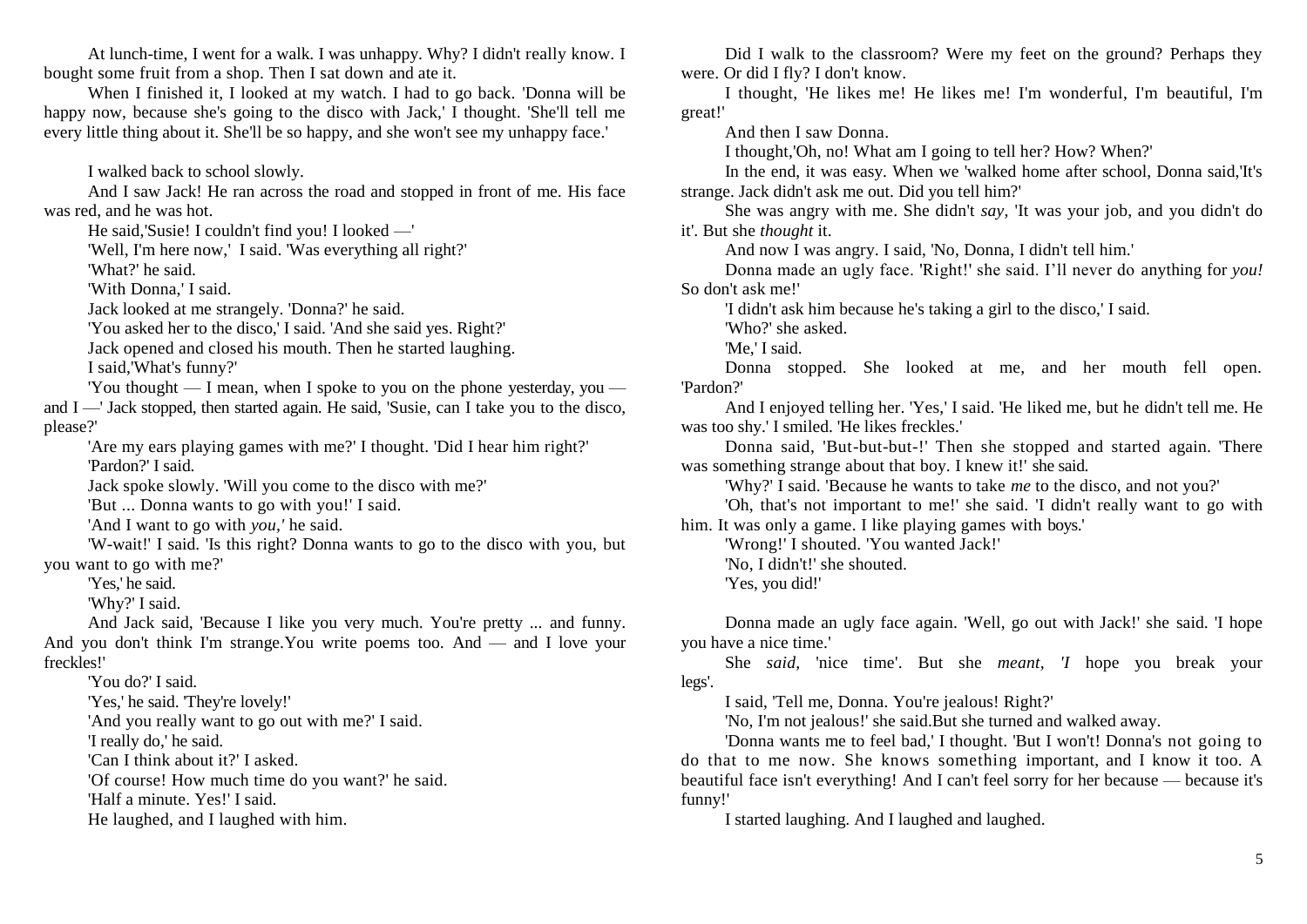At lunch-time, I went for a walk. I was unhappy. Why? I didn't really know. I bought some fruit from a shop. Then I sat down and ate it.

When I finished it, I looked at my watch. I had to go back. 'Donna will be happy now, because she's going to the disco with Jack,' I thought. 'She'll tell me every little thing about it. She'll be so happy, and she won't see my unhappy face.'

I walked back to school slowly.

And I saw Jack! He ran across the road and stopped in front of me. His face was red, and he was hot.

He said,'Susie! I couldn't find you! I looked —'

'Well, I'm here now,' I said. 'Was everything all right?'

'What?' he said.

'With Donna,' I said.

Jack looked at me strangely. 'Donna?' he said.

'You asked her to the disco,' I said. 'And she said yes. Right?'

Jack opened and closed his mouth. Then he started laughing.

I said,'What's funny?'

'You thought — I mean, when I spoke to you on the phone yesterday, you — and I —' Jack stopped, then started again. He said, 'Susie, can I take you to the disco, please?'

'Are my ears playing games with me?' I thought. 'Did I hear him right?'

'Pardon?' I said.

Jack spoke slowly. 'Will you come to the disco with me?'

'But ... Donna wants to go with you!' I said.

'And I want to go with *you,'* he said.

'W-wait!' I said. 'Is this right? Donna wants to go to the disco with you, but you want to go with me?'

'Yes,' he said.

'Why?' I said.

And Jack said, 'Because I like you very much. You're pretty ... and funny. And you don't think I'm strange.You write poems too. And — and I love your freckles!'

'You do?' I said.

'Yes,' he said. 'They're lovely!'

'And you really want to go out with me?' I said.

'I really do,' he said.

'Can I think about it?' I asked.

'Of course! How much time do you want?' he said.

'Half a minute. Yes!' I said.

He laughed, and I laughed with him.

Did I walk to the classroom? Were my feet on the ground? Perhaps they were. Or did I fly? I don't know.

I thought, 'He likes me! He likes me! I'm wonderful, I'm beautiful, I'm great!'

And then I saw Donna.

I thought,'Oh, no! What am I going to tell her? How? When?'

In the end, it was easy. When we 'walked home after school, Donna said,'It's strange. Jack didn't ask me out. Did you tell him?'

She was angry with me. She didn't *say,* 'It was your job, and you didn't do it'. But she *thought* it.

And now I was angry. I said, 'No, Donna, I didn't tell him.'

Donna made an ugly face. 'Right!' she said. I'll never do anything for *you!* So don't ask me!'

'I didn't ask him because he's taking a girl to the disco,' I said.

'Who?' she asked.

'Me,' I said.

Donna stopped. She looked at me, and her mouth fell open. 'Pardon?'

And I enjoyed telling her. 'Yes,' I said. 'He liked me, but he didn't tell me. He was too shy.' I smiled. 'He likes freckles.'

Donna said, 'But-but-but-!' Then she stopped and started again. 'There was something strange about that boy. I knew it!' she said.

'Why?' I said. 'Because he wants to take *me* to the disco, and not you?'

'Oh, that's not important to me!' she said. 'I didn't really want to go with him. It was only a game. I like playing games with boys.'

'Wrong!' I shouted. 'You wanted Jack!'

'No, I didn't!' she shouted.

'Yes, you did!'

Donna made an ugly face again. 'Well, go out with Jack!' she said. 'I hope you have a nice time.'

She *said,* 'nice time'. But she *meant, 'I* hope you break your legs'.

I said, 'Tell me, Donna. You're jealous! Right?'

'No, I'm not jealous!' she said.But she turned and walked away.

'Donna wants me to feel bad,' I thought. 'But I won't! Donna's not going to do that to me now. She knows something important, and I know it too. A beautiful face isn't everything! And I can't feel sorry for her because — because it's funny!'

I started laughing. And I laughed and laughed.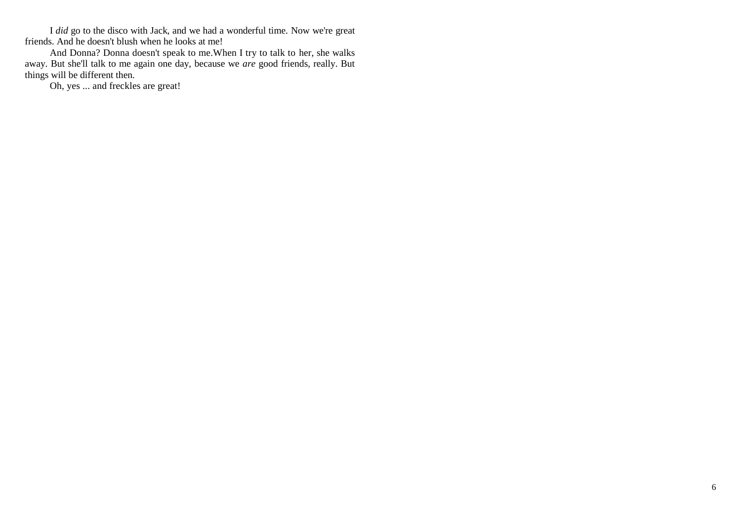I *did* go to the disco with Jack, and we had a wonderful time. Now we're great friends. And he doesn't blush when he looks at me!

And Donna? Donna doesn't speak to me.When I try to talk to her, she walks away. But she'll talk to me again one day, because we *are* good friends, really. But things will be different then.

Oh, yes ... and freckles are great!